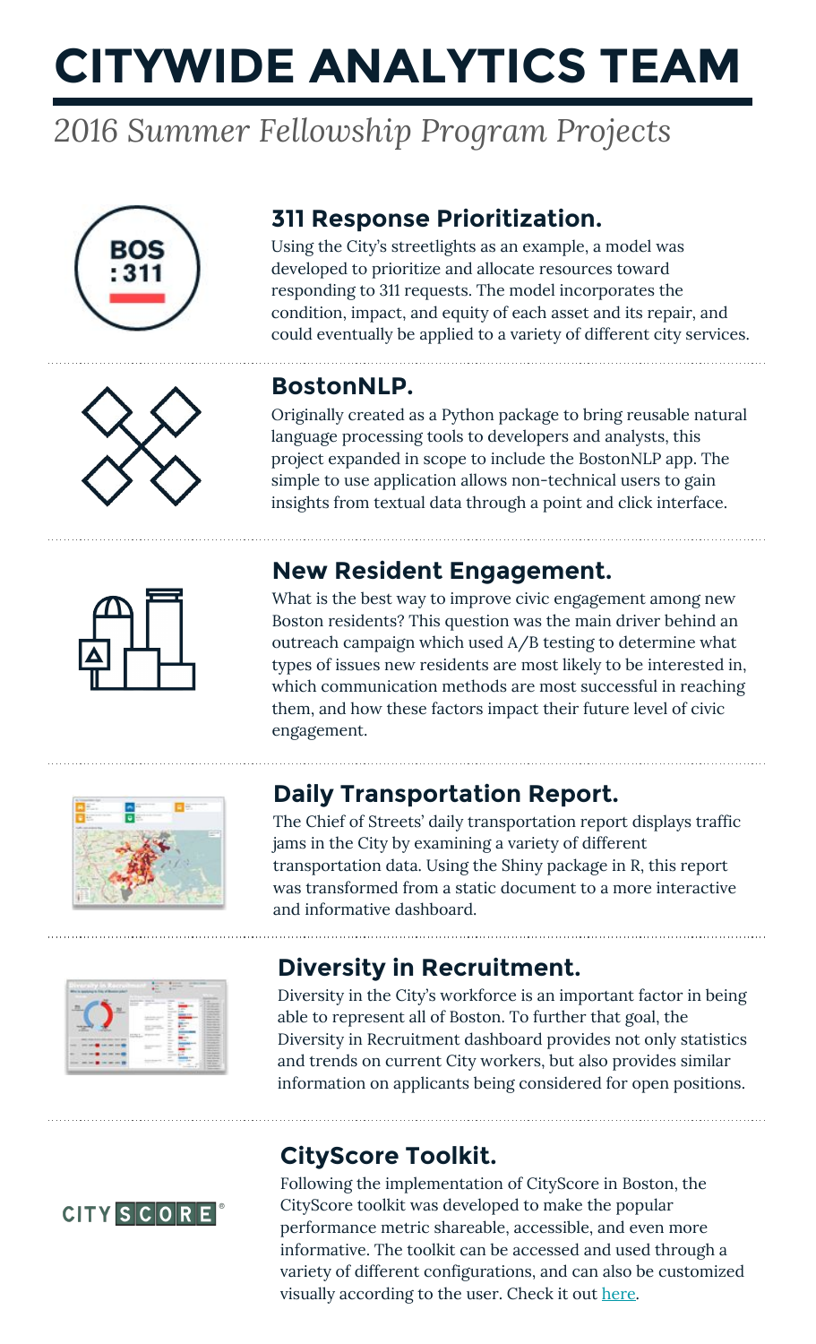# CITYWIDE ANALYTICS TEAM

*2016 Summer Fellowship Program Projects*

## 311 Response Prioritization.

Using the City's streetlights as an example, a model was developed to prioritize and allocate resources toward responding to 311 requests. The model incorporates the condition, impact, and equity of each asset and its repair, and could eventually be applied to a variety of different city services.

## BostonNLP.

Originally created as a Python package to bring reusable natural language processing tools to developers and analysts, this project expanded in scope to include the BostonNLP app. The simple to use application allows non-technical users to gain insights from textual data through a point and click interface.

## New Resident Engagement.

What is the best way to improve civic engagement among new Boston residents? This question was the main driver behind an outreach campaign which used A/B testing to determine what types of issues new residents are most likely to be interested in, which communication methods are most successful in reaching them, and how these factors impact their future level of civic engagement.

## Daily Transportation Report.

The Chief of Streets' daily transportation report displays traffic jams in the City by examining a variety of different transportation data. Using the Shiny package in R, this report was transformed from a static document to a more interactive and informative dashboard.

## Diversity in Recruitment.

Diversity in the City's workforce is an important factor in being able to represent all of Boston. To further that goal, the Diversity in Recruitment dashboard provides not only statistics and trends on current City workers, but also provides similar information on applicants being considered for open positions.

## CityScore Toolkit.

Following the implementation of CityScore in Boston, the CityScore toolkit was developed to make the popular performance metric shareable, accessible, and even more informative. The toolkit can be accessed and used through a variety of different configurations, and can also be customized visually according to the user. Check it out here.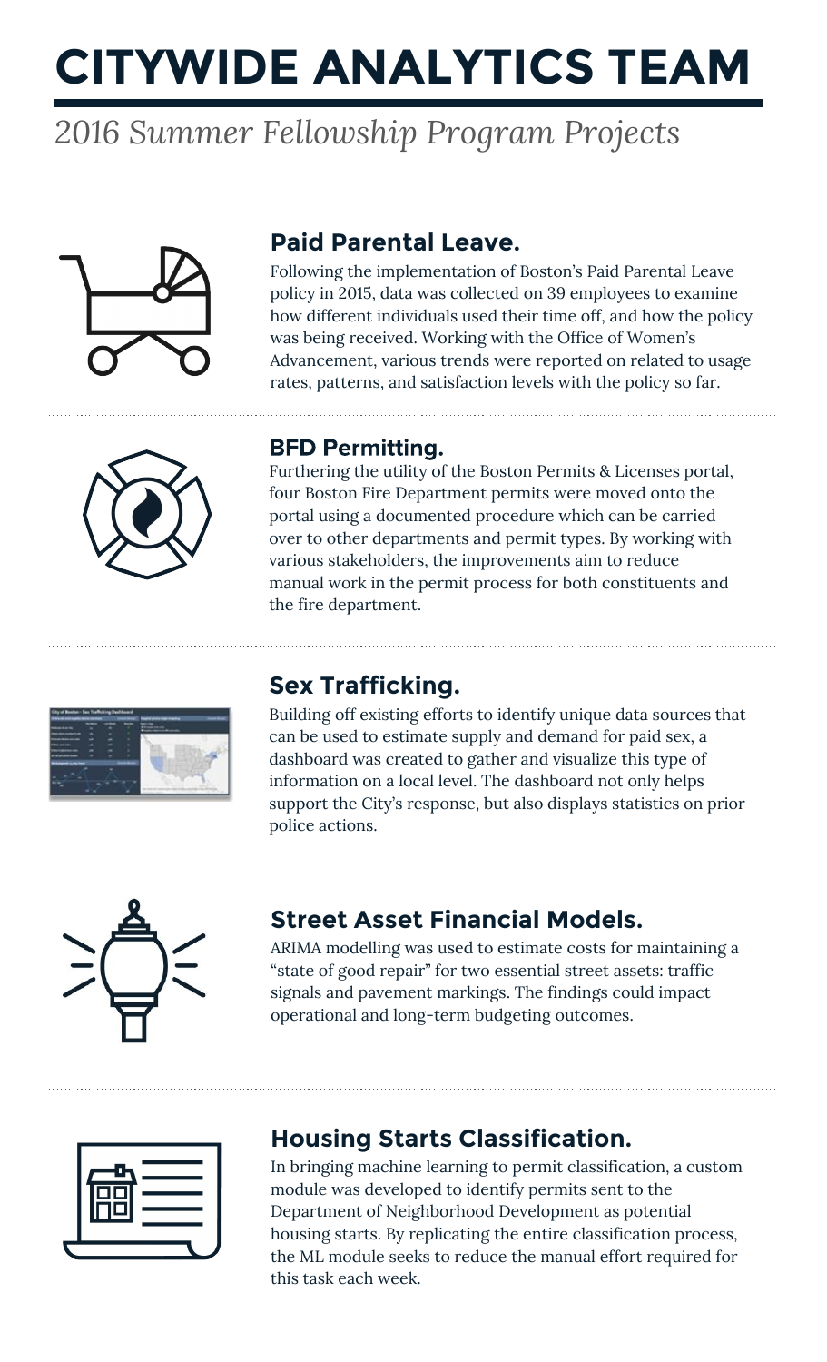# CITYWIDE ANALYTICS TEAM

*2016 Summer Fellowship Program Projects*

## Paid Parental Leave.

Following the implementation of Boston's Paid Parental Leave policy in 2015, data was collected on 39 employees to examine how different individuals used their time off, and how the policy was being received. Working with the Office of Women's Advancement, various trends were reported on related to usage rates, patterns, and satisfaction levels with the policy so far.

## BFD Permitting.

Furthering the utility of the Boston Permits & Licenses portal, four Boston Fire Department permits were moved onto the portal using a documented procedure which can be carried over to other departments and permit types. By working with various stakeholders, the improvements aim to reduce manual work in the permit process for both constituents and the fire department.

## Sex Trafficking.

Building off existing efforts to identify unique data sources that can be used to estimate supply and demand for paid sex, a dashboard was created to gather and visualize this type of information on a local level. The dashboard not only helps support the City's response, but also displays statistics on prior police actions.

## Street Asset Financial Models.

ARIMA modelling was used to estimate costs for maintaining a "state of good repair" for two essential street assets: traffic signals and pavement markings. The findings could impact operational and long-term budgeting outcomes.

## Housing Starts Classification.

In bringing machine learning to permit classification, a custom module was developed to identify permits sent to the Department of Neighborhood Development as potential housing starts. By replicating the entire classification process, the ML module seeks to reduce the manual effort required for this task each week.